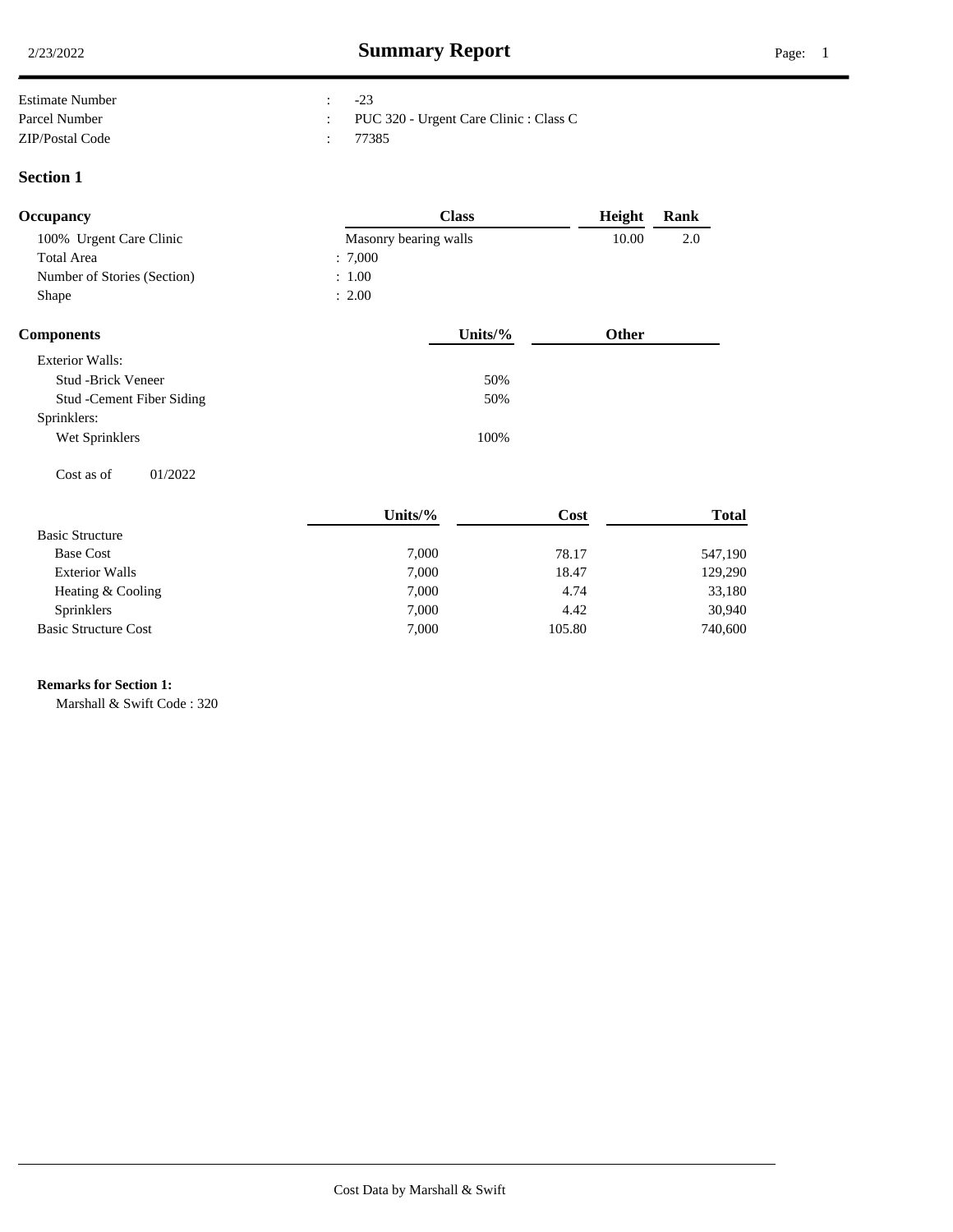# Summary Report

| | | |
|---|---|---|
| Estimate Number | : | -23 |
| Parcel Number | : | PUC 320 - Urgent Care Clinic : Class C |
| ZIP/Postal Code | : | 77385 |

## Section 1

| Occupancy | Class | Height | Rank |
|---|---|---|---|
| 100% Urgent Care Clinic | Masonry bearing walls | 10.00 | 2.0 |
| Total Area | : 7,000 | | |
| Number of Stories (Section) | : 1.00 | | |
| Shape | : 2.00 | | |

| Components | Units/% | Other |
|---|---|---|
| Exterior Walls: | | |
| Stud -Brick Veneer | 50% | |
| Stud -Cement Fiber Siding | 50% | |
| Sprinklers: | | |
| Wet Sprinklers | 100% | |

Cost as of 01/2022

| | Units/% | Cost | Total |
|---|---|---|---|
| Basic Structure | | | |
| Base Cost | 7,000 | 78.17 | 547,190 |
| Exterior Walls | 7,000 | 18.47 | 129,290 |
| Heating & Cooling | 7,000 | 4.74 | 33,180 |
| Sprinklers | 7,000 | 4.42 | 30,940 |
| Basic Structure Cost | 7,000 | 105.80 | 740,600 |

**Remarks for Section 1:**

Marshall & Swift Code : 320

Cost Data by Marshall & Swift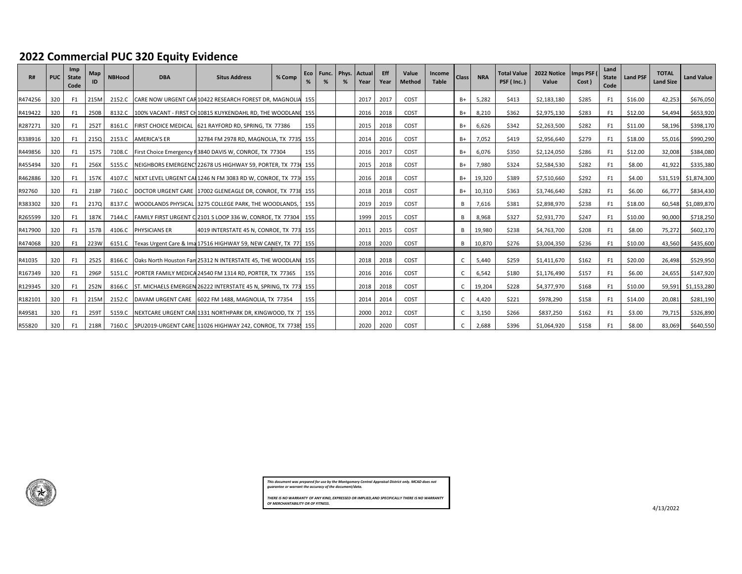# 2022 Commercial PUC 320 Equity Evidence

| R# | PUC | Imp State Code | Map ID | NBHood | DBA | Situs Address | % Comp | Eco % | Func. % | Phys. % | Actual Year | Eff Year | Value Method | Income Table | Class | NRA | Total Value PSF ( Inc. ) | 2022 Notice Value | Imps PSF ( Cost ) | Land State Code | Land PSF | TOTAL Land Size | Land Value |
|---|---|---|---|---|---|---|---|---|---|---|---|---|---|---|---|---|---|---|---|---|---|---|---|
| R474256 | 320 | F1 | 215M | 2152.C | CARE NOW URGENT CAR | 10422 RESEARCH FOREST DR, MAGNOLIA | 155 | | | | 2017 | 2017 | COST | | B+ | 5,282 | $413 | $2,183,180 | $285 | F1 | $16.00 | 42,253 | $676,050 |
| R419422 | 320 | F1 | 250B | 8132.C | 100% VACANT - FIRST CH | 10815 KUYKENDAHL RD, THE WOODLANDS | 155 | | | | 2016 | 2018 | COST | | B+ | 8,210 | $362 | $2,975,130 | $283 | F1 | $12.00 | 54,494 | $653,920 |
| R287271 | 320 | F1 | 252T | 8161.C | FIRST CHOICE MEDICAL | 621 RAYFORD RD, SPRING, TX 77386 | 155 | | | | 2015 | 2018 | COST | | B+ | 6,626 | $342 | $2,263,500 | $282 | F1 | $11.00 | 58,196 | $398,170 |
| R338916 | 320 | F1 | 215Q | 2153.C | AMERICA'S ER | 32784 FM 2978 RD, MAGNOLIA, TX 7735 | 155 | | | | 2014 | 2016 | COST | | B+ | 7,052 | $419 | $2,956,640 | $279 | F1 | $18.00 | 55,016 | $990,290 |
| R449856 | 320 | F1 | 157S | 7108.C | First Choice Emergency F | 3840 DAVIS W, CONROE, TX 77304 | 155 | | | | 2016 | 2017 | COST | | B+ | 6,076 | $350 | $2,124,050 | $286 | F1 | $12.00 | 32,008 | $384,080 |
| R455494 | 320 | F1 | 256X | 5155.C | NEIGHBORS EMERGENCY | 22678 US HIGHWAY 59, PORTER, TX 773 | 155 | | | | 2015 | 2018 | COST | | B+ | 7,980 | $324 | $2,584,530 | $282 | F1 | $8.00 | 41,922 | $335,380 |
| R462886 | 320 | F1 | 157K | 4107.C | NEXT LEVEL URGENT CAR | 1246 N FM 3083 RD W, CONROE, TX 773 | 155 | | | | 2016 | 2018 | COST | | B+ | 19,320 | $389 | $7,510,660 | $292 | F1 | $4.00 | 531,519 | $1,874,300 |
| R92760 | 320 | F1 | 218P | 7160.C | DOCTOR URGENT CARE | 17002 GLENEAGLE DR, CONROE, TX 7738 | 155 | | | | 2018 | 2018 | COST | | B+ | 10,310 | $363 | $3,746,640 | $282 | F1 | $6.00 | 66,777 | $834,430 |
| R383302 | 320 | F1 | 217Q | 8137.C | WOODLANDS PHYSICAL | 3275 COLLEGE PARK, THE WOODLANDS, | 155 | | | | 2019 | 2019 | COST | | B | 7,616 | $381 | $2,898,970 | $238 | F1 | $18.00 | 60,548 | $1,089,870 |
| R265599 | 320 | F1 | 187K | 7144.C | FAMILY FIRST URGENT C | 2101 S LOOP 336 W, CONROE, TX 77304 | 155 | | | | 1999 | 2015 | COST | | B | 8,968 | $327 | $2,931,770 | $247 | F1 | $10.00 | 90,000 | $718,250 |
| R417900 | 320 | F1 | 157B | 4106.C | PHYSICIANS ER | 4019 INTERSTATE 45 N, CONROE, TX 773 | 155 | | | | 2011 | 2015 | COST | | B | 19,980 | $238 | $4,763,700 | $208 | F1 | $8.00 | 75,272 | $602,170 |
| R474068 | 320 | F1 | 223W | 6151.C | Texas Urgent Care & Ima | 17516 HIGHWAY 59, NEW CANEY, TX 77 | 155 | | | | 2018 | 2020 | COST | | B | 10,870 | $276 | $3,004,350 | $236 | F1 | $10.00 | 43,560 | $435,600 |
| R41035 | 320 | F1 | 252S | 8166.C | Oaks North Houston Fam | 25312 INTERSTATE 45, THE WOODLANI | 155 | | | | 2018 | 2018 | COST | | C | 5,440 | $259 | $1,411,670 | $162 | F1 | $20.00 | 26,498 | $529,950 |
| R167349 | 320 | F1 | 296P | 5151.C | PORTER FAMILY MEDICA | 24540 FM 1314 RD, PORTER, TX 77365 | 155 | | | | 2016 | 2016 | COST | | C | 6,542 | $180 | $1,176,490 | $157 | F1 | $6.00 | 24,655 | $147,920 |
| R129345 | 320 | F1 | 252N | 8166.C | ST. MICHAELS EMERGEN | 26222 INTERSTATE 45 N, SPRING, TX 773 | 155 | | | | 2018 | 2018 | COST | | C | 19,204 | $228 | $4,377,970 | $168 | F1 | $10.00 | 59,591 | $1,153,280 |
| R182101 | 320 | F1 | 215M | 2152.C | DAVAM URGENT CARE | 6022 FM 1488, MAGNOLIA, TX 77354 | 155 | | | | 2014 | 2014 | COST | | C | 4,420 | $221 | $978,290 | $158 | F1 | $14.00 | 20,081 | $281,190 |
| R49581 | 320 | F1 | 259T | 5159.C | NEXTCARE URGENT CAR | 1331 NORTHPARK DR, KINGWOOD, TX 7 | 155 | | | | 2000 | 2012 | COST | | C | 3,150 | $266 | $837,250 | $162 | F1 | $3.00 | 79,715 | $326,890 |
| R55820 | 320 | F1 | 218R | 7160.C | SPU2019-URGENT CARE | 11026 HIGHWAY 242, CONROE, TX 7738 | 155 | | | | 2020 | 2020 | COST | | C | 2,688 | $396 | $1,064,920 | $158 | F1 | $8.00 | 83,069 | $640,550 |

*This document was prepared for use by the Montgomery Central Appraisal District only. MCAD does not guarantee or warrant the accuracy of the document/data.*

*THERE IS NO WARRANTY OF ANY KIND, EXPRESSED OR IMPLIED, AND SPECIFICALLY THERE IS NO WARRANTY OF MERCHANTABILITY OR OF FITNESS.*

4/13/2022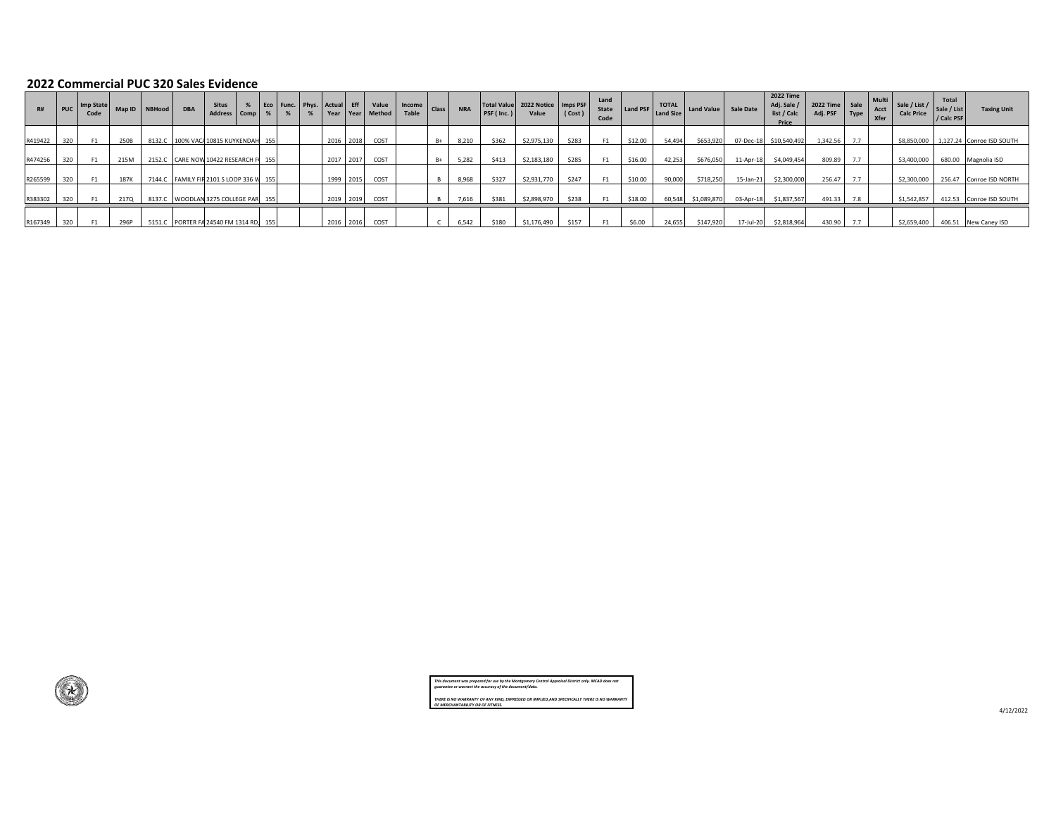## 2022 Commercial PUC 320 Sales Evidence

| R# | PUC | Imp State Code | Map ID | NBHood | DBA | Situs Address | % Comp | Eco % | Func. % | Phys. % | Actual Year | Eff Year | Value Method | Income Table | Class | NRA | Total Value PSF ( Inc. ) | 2022 Notice Value | Imps PSF ( Cost ) | Land State Code | Land PSF | TOTAL Land Size | Land Value | Sale Date | 2022 Time Adj. Sale / list / Calc Price | 2022 Time Adj. PSF | Sale Type | Multi Acct Xfer | Sale / List / Calc Price | Total Sale / List / Calc PSF | Taxing Unit |
|---|---|---|---|---|---|---|---|---|---|---|---|---|---|---|---|---|---|---|---|---|---|---|---|---|---|---|---|---|---|---|---|
| R419422 | 320 | F1 | 250B | 8132.C | 100% VAC/ | 10815 KUYKENDAH | | 155 | | | 2016 | 2018 | COST | | B+ | 8,210 | $362 | $2,975,130 | $283 | F1 | $12.00 | 54,494 | $653,920 | 07-Dec-18 | $10,540,492 | 1,342.56 | 7.7 | | $8,850,000 | 1,127.24 | Conroe ISD SOUTH |
| R474256 | 320 | F1 | 215M | 2152.C | CARE NOW | 10422 RESEARCH F | | 155 | | | 2017 | 2017 | COST | | B+ | 5,282 | $413 | $2,183,180 | $285 | F1 | $16.00 | 42,253 | $676,050 | 11-Apr-18 | $4,049,454 | 809.89 | 7.7 | | $3,400,000 | 680.00 | Magnolia ISD |
| R265599 | 320 | F1 | 187K | 7144.C | FAMILY FIR | 2101 S LOOP 336 W | | 155 | | | 1999 | 2015 | COST | | B | 8,968 | $327 | $2,931,770 | $247 | F1 | $10.00 | 90,000 | $718,250 | 15-Jan-21 | $2,300,000 | 256.47 | 7.7 | | $2,300,000 | 256.47 | Conroe ISD NORTH |
| R383302 | 320 | F1 | 217Q | 8137.C | WOODLAN | 3275 COLLEGE PAR | | 155 | | | 2019 | 2019 | COST | | B | 7,616 | $381 | $2,898,970 | $238 | F1 | $18.00 | 60,548 | $1,089,870 | 03-Apr-18 | $1,837,567 | 491.33 | 7.8 | | $1,542,857 | 412.53 | Conroe ISD SOUTH |
| R167349 | 320 | F1 | 296P | 5151.C | PORTER FA | 24540 FM 1314 RD, | | 155 | | | 2016 | 2016 | COST | | C | 6,542 | $180 | $1,176,490 | $157 | F1 | $6.00 | 24,655 | $147,920 | 17-Jul-20 | $2,818,964 | 430.90 | 7.7 | | $2,659,400 | 406.51 | New Caney ISD |

*This document was prepared for use by the Montgomery Central Appraisal District only. MCAD does not guarantee or warrant the accuracy of the document/data.*

*THERE IS NO WARRANTY OF ANY KIND, EXPRESSED OR IMPLIED,AND SPECIFICALLY THERE IS NO WARRANTY OF MERCHANTABILITY OR OF FITNESS.*

4/12/2022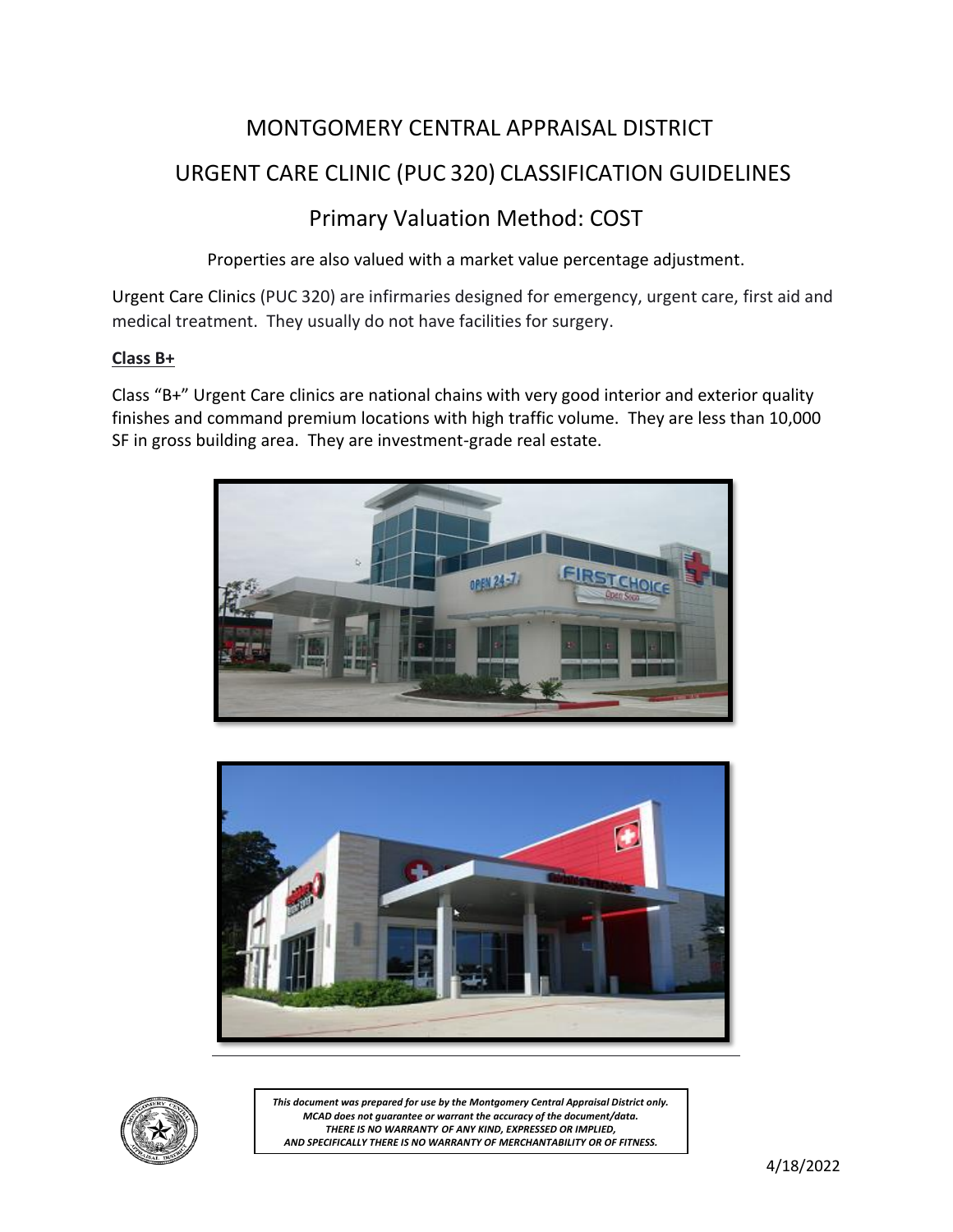# MONTGOMERY CENTRAL APPRAISAL DISTRICT

# URGENT CARE CLINIC (PUC 320) CLASSIFICATION GUIDELINES

## Primary Valuation Method: COST

Properties are also valued with a market value percentage adjustment.

Urgent Care Clinics (PUC 320) are infirmaries designed for emergency, urgent care, first aid and medical treatment. They usually do not have facilities for surgery.

**Class B+**

Class "B+" Urgent Care clinics are national chains with very good interior and exterior quality finishes and command premium locations with high traffic volume. They are less than 10,000 SF in gross building area. They are investment-grade real estate.

*This document was prepared for use by the Montgomery Central Appraisal District only.*
*MCAD does not guarantee or warrant the accuracy of the document/data.*
*THERE IS NO WARRANTY OF ANY KIND, EXPRESSED OR IMPLIED,*
*AND SPECIFICALLY THERE IS NO WARRANTY OF MERCHANTABILITY OR OF FITNESS.*

4/18/2022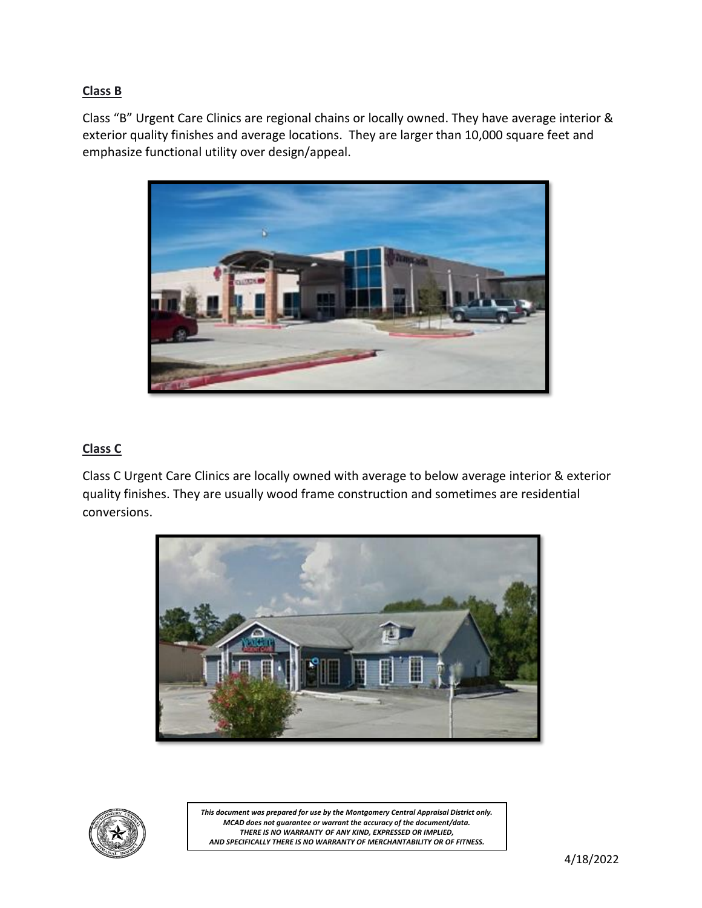**Class B**

Class "B" Urgent Care Clinics are regional chains or locally owned. They have average interior & exterior quality finishes and average locations. They are larger than 10,000 square feet and emphasize functional utility over design/appeal.

**Class C**

Class C Urgent Care Clinics are locally owned with average to below average interior & exterior quality finishes. They are usually wood frame construction and sometimes are residential conversions.

*This document was prepared for use by the Montgomery Central Appraisal District only.*
*MCAD does not guarantee or warrant the accuracy of the document/data.*
*THERE IS NO WARRANTY OF ANY KIND, EXPRESSED OR IMPLIED,*
*AND SPECIFICALLY THERE IS NO WARRANTY OF MERCHANTABILITY OR OF FITNESS.*

4/18/2022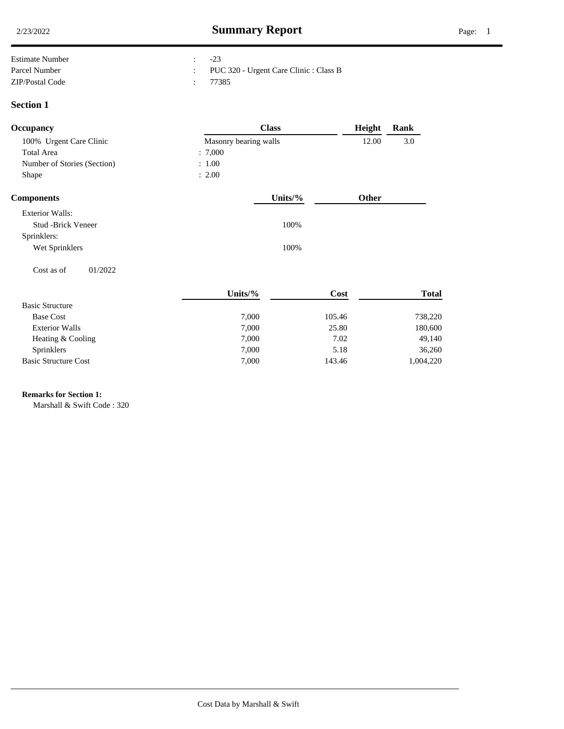# Summary Report

2/23/2022

| | | |
|---|---|---|
| Estimate Number | : | -23 |
| Parcel Number | : | PUC 320 - Urgent Care Clinic : Class B |
| ZIP/Postal Code | : | 77385 |

## Section 1

| Occupancy | Class | Height | Rank |
|---|---|---|---|
| 100% Urgent Care Clinic | Masonry bearing walls | 12.00 | 3.0 |
| Total Area | : 7,000 | | |
| Number of Stories (Section) | : 1.00 | | |
| Shape | : 2.00 | | |

| Components | Units/% | Other |
|---|---|---|
| Exterior Walls: | | |
| Stud -Brick Veneer | 100% | |
| Sprinklers: | | |
| Wet Sprinklers | 100% | |

Cost as of 01/2022

| | Units/% | Cost | Total |
|---|---|---|---|
| Basic Structure | | | |
| Base Cost | 7,000 | 105.46 | 738,220 |
| Exterior Walls | 7,000 | 25.80 | 180,600 |
| Heating & Cooling | 7,000 | 7.02 | 49,140 |
| Sprinklers | 7,000 | 5.18 | 36,260 |
| Basic Structure Cost | 7,000 | 143.46 | 1,004,220 |

**Remarks for Section 1:**

Marshall & Swift Code : 320

Cost Data by Marshall & Swift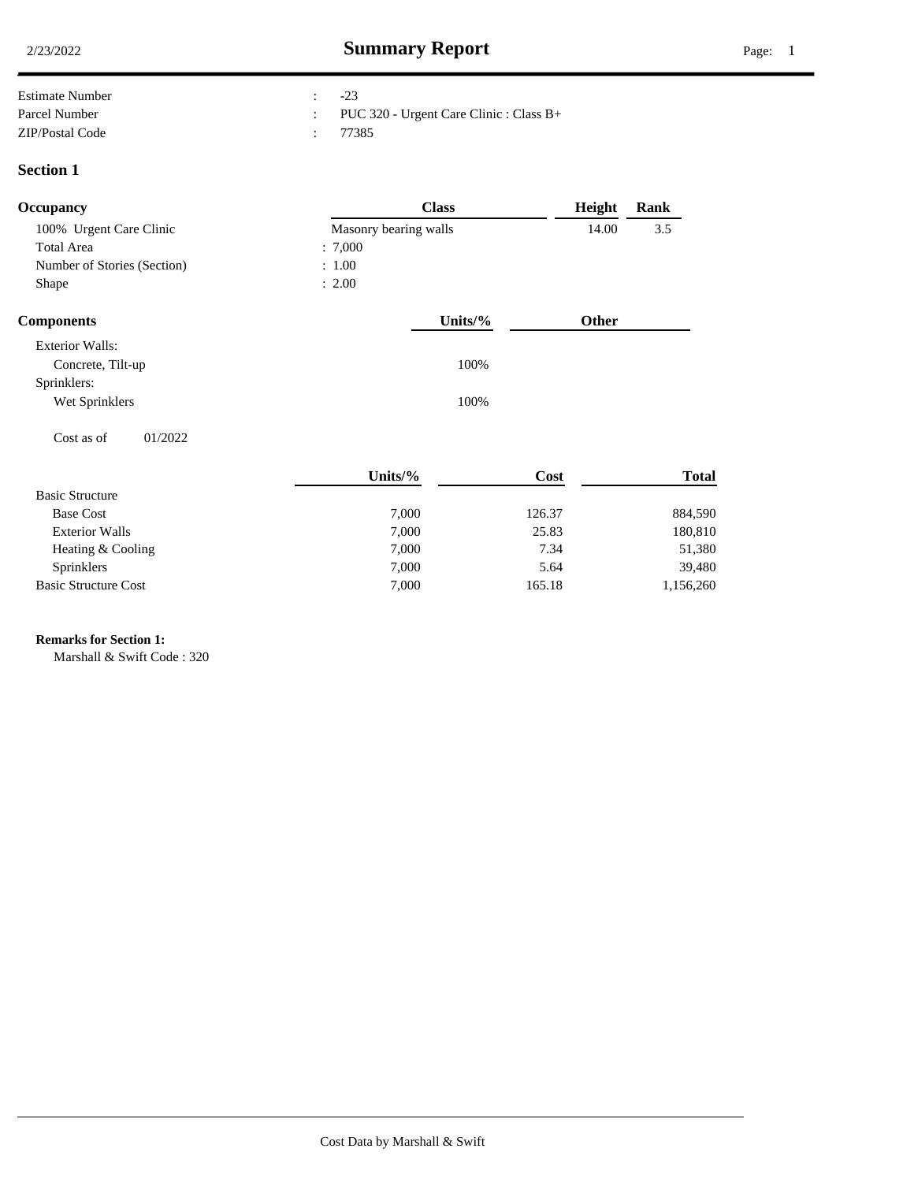2/23/2022

# Summary Report

| | | |
|---|---|---|
| Estimate Number | : | -23 |
| Parcel Number | : | PUC 320 - Urgent Care Clinic : Class B+ |
| ZIP/Postal Code | : | 77385 |

## Section 1

| Occupancy | Class | Height | Rank |
|---|---|---|---|
| 100% Urgent Care Clinic | Masonry bearing walls | 14.00 | 3.5 |
| Total Area | : 7,000 | | |
| Number of Stories (Section) | : 1.00 | | |
| Shape | : 2.00 | | |

| Components | Units/% | Other |
|---|---|---|
| Exterior Walls: | | |
| Concrete, Tilt-up | 100% | |
| Sprinklers: | | |
| Wet Sprinklers | 100% | |

Cost as of 01/2022

| | Units/% | Cost | Total |
|---|---|---|---|
| Basic Structure | | | |
| Base Cost | 7,000 | 126.37 | 884,590 |
| Exterior Walls | 7,000 | 25.83 | 180,810 |
| Heating & Cooling | 7,000 | 7.34 | 51,380 |
| Sprinklers | 7,000 | 5.64 | 39,480 |
| Basic Structure Cost | 7,000 | 165.18 | 1,156,260 |

**Remarks for Section 1:**

Marshall & Swift Code : 320

Cost Data by Marshall & Swift